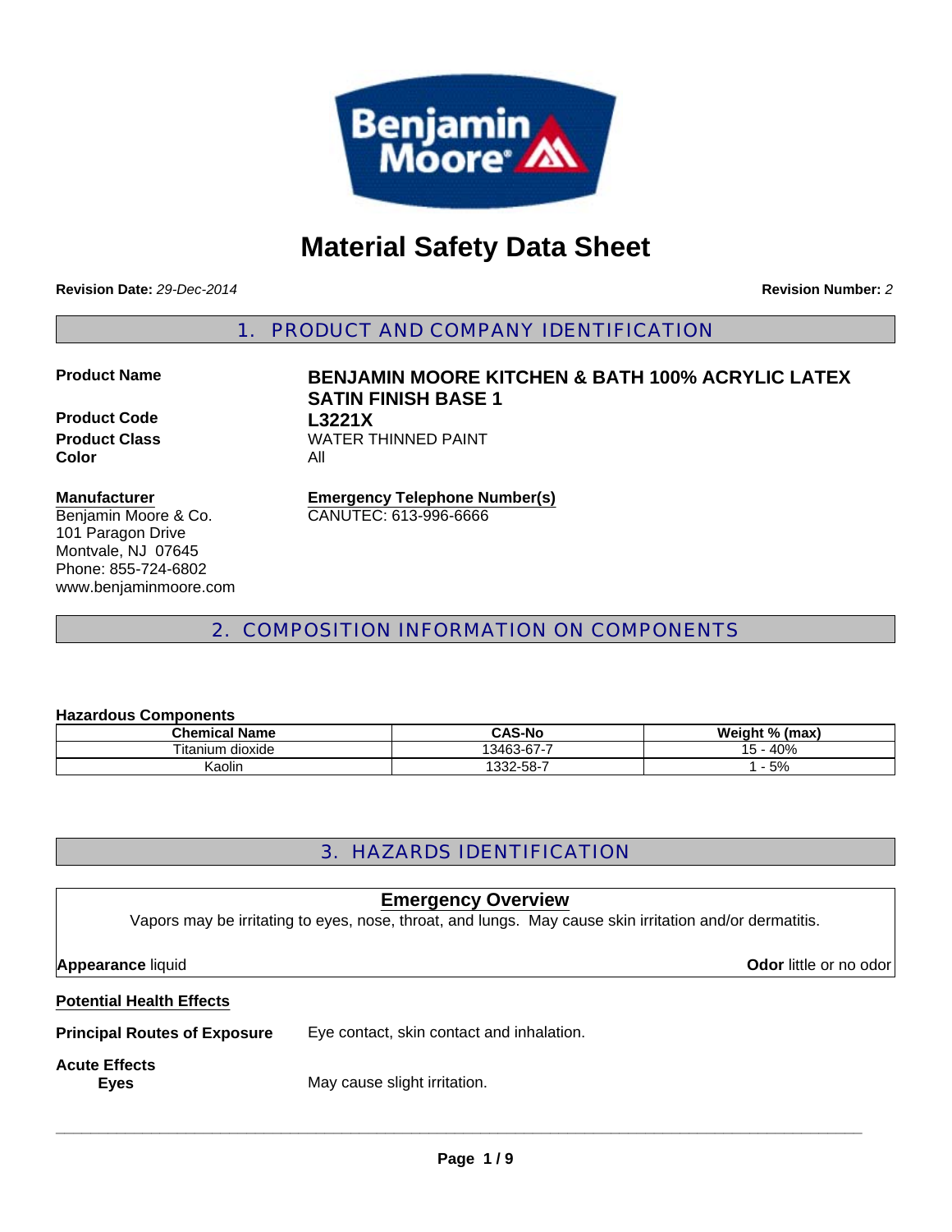# Material Safety Data Sheet

**Revision Date:** *29-Dec-2014*

**Revision Number:** *2*

## 1. PRODUCT AND COMPANY IDENTIFICATION

**Product Name** **BENJAMIN MOORE KITCHEN & BATH 100% ACRYLIC LATEX SATIN FINISH BASE 1**

**Product Code** **L3221X**

**Product Class** WATER THINNED PAINT

**Color** All

**Manufacturer**
Benjamin Moore & Co.
101 Paragon Drive
Montvale, NJ 07645
Phone: 855-724-6802
www.benjaminmoore.com

**Emergency Telephone Number(s)**
CANUTEC: 613-996-6666

## 2. COMPOSITION INFORMATION ON COMPONENTS

**Hazardous Components**

| Chemical Name | CAS-No | Weight % (max) |
|---|---|---|
| Titanium dioxide | 13463-67-7 | 15 - 40% |
| Kaolin | 1332-58-7 | 1 - 5% |

## 3. HAZARDS IDENTIFICATION

**Emergency Overview**

Vapors may be irritating to eyes, nose, throat, and lungs. May cause skin irritation and/or dermatitis.

**Appearance** liquid

**Odor** little or no odor

**Potential Health Effects**

**Principal Routes of Exposure** Eye contact, skin contact and inhalation.

**Acute Effects**

**Eyes** May cause slight irritation.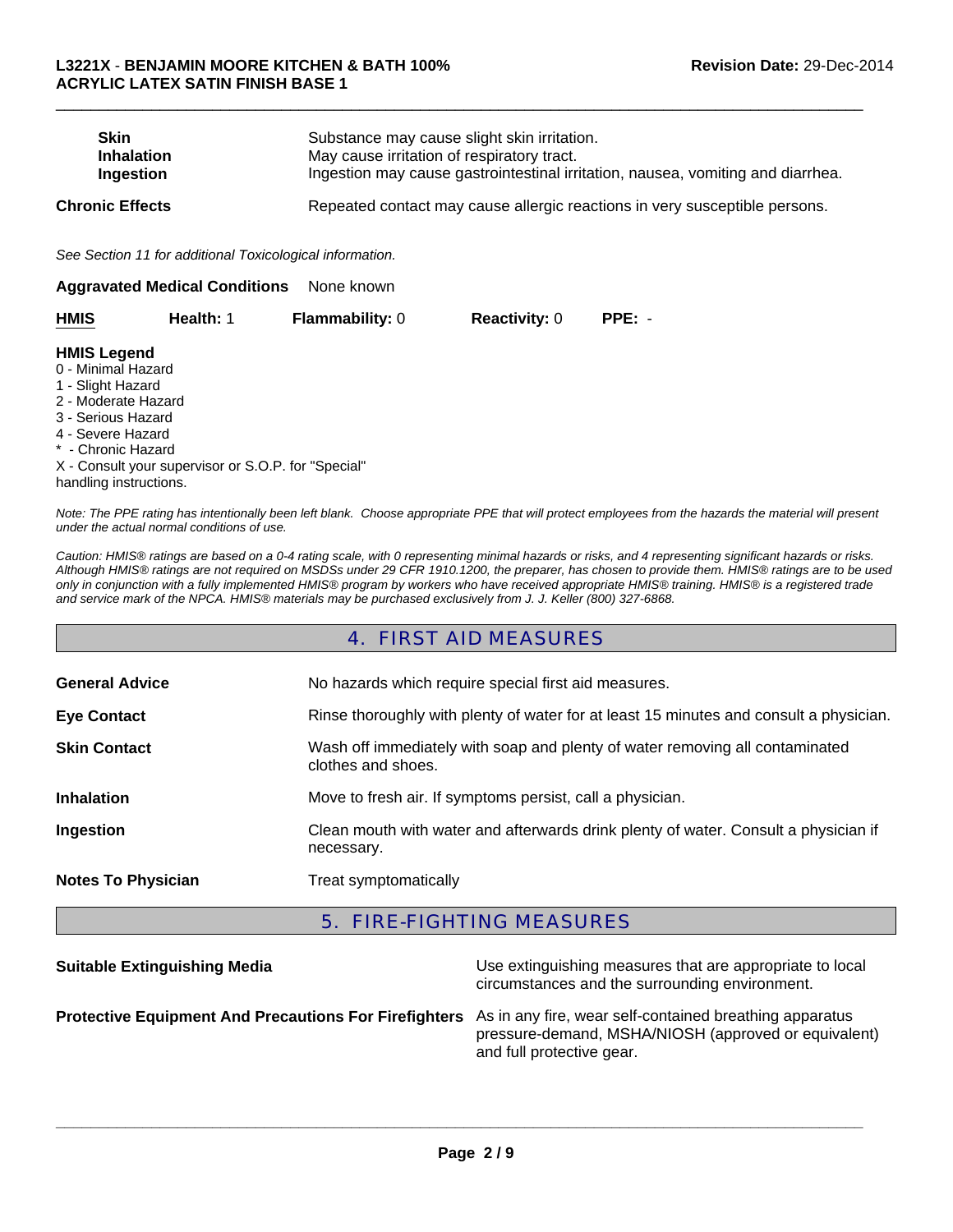| | |
|---|---|
| **Skin** | Substance may cause slight skin irritation. |
| **Inhalation** | May cause irritation of respiratory tract. |
| **Ingestion** | Ingestion may cause gastrointestinal irritation, nausea, vomiting and diarrhea. |
| **Chronic Effects** | Repeated contact may cause allergic reactions in very susceptible persons. |

*See Section 11 for additional Toxicological information.*

**Aggravated Medical Conditions** None known

| **HMIS** | **Health:** 1 | **Flammability:** 0 | **Reactivity:** 0 | **PPE:** - |
|---|---|---|---|---|

**HMIS Legend**
0 - Minimal Hazard
1 - Slight Hazard
2 - Moderate Hazard
3 - Serious Hazard
4 - Severe Hazard
* - Chronic Hazard
X - Consult your supervisor or S.O.P. for "Special" handling instructions.

*Note: The PPE rating has intentionally been left blank. Choose appropriate PPE that will protect employees from the hazards the material will present under the actual normal conditions of use.*

*Caution: HMIS® ratings are based on a 0-4 rating scale, with 0 representing minimal hazards or risks, and 4 representing significant hazards or risks. Although HMIS® ratings are not required on MSDSs under 29 CFR 1910.1200, the preparer, has chosen to provide them. HMIS® ratings are to be used only in conjunction with a fully implemented HMIS® program by workers who have received appropriate HMIS® training. HMIS® is a registered trade and service mark of the NPCA. HMIS® materials may be purchased exclusively from J. J. Keller (800) 327-6868.*

## 4. FIRST AID MEASURES

| | |
|---|---|
| **General Advice** | No hazards which require special first aid measures. |
| **Eye Contact** | Rinse thoroughly with plenty of water for at least 15 minutes and consult a physician. |
| **Skin Contact** | Wash off immediately with soap and plenty of water removing all contaminated clothes and shoes. |
| **Inhalation** | Move to fresh air. If symptoms persist, call a physician. |
| **Ingestion** | Clean mouth with water and afterwards drink plenty of water. Consult a physician if necessary. |
| **Notes To Physician** | Treat symptomatically |

## 5. FIRE-FIGHTING MEASURES

| | |
|---|---|
| **Suitable Extinguishing Media** | Use extinguishing measures that are appropriate to local circumstances and the surrounding environment. |
| **Protective Equipment And Precautions For Firefighters** | As in any fire, wear self-contained breathing apparatus pressure-demand, MSHA/NIOSH (approved or equivalent) and full protective gear. |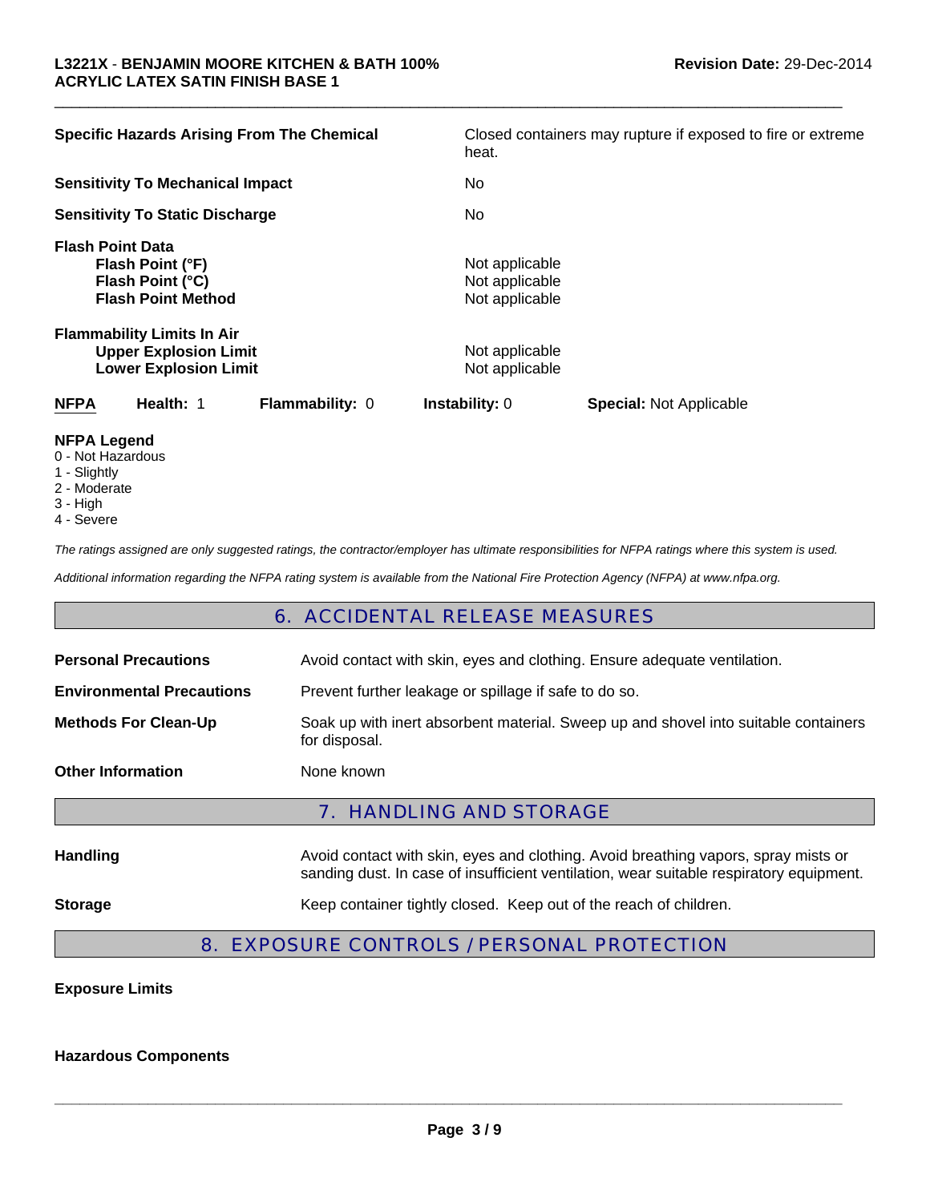| | |
|---|---|
| **Specific Hazards Arising From The Chemical** | Closed containers may rupture if exposed to fire or extreme heat. |
| **Sensitivity To Mechanical Impact** | No |
| **Sensitivity To Static Discharge** | No |

**Flash Point Data**

| | |
|---|---|
| **Flash Point (°F)** | Not applicable |
| **Flash Point (°C)** | Not applicable |
| **Flash Point Method** | Not applicable |

**Flammability Limits In Air**

| | |
|---|---|
| **Upper Explosion Limit** | Not applicable |
| **Lower Explosion Limit** | Not applicable |

| **NFPA** | **Health:** 1 | **Flammability:** 0 | **Instability:** 0 | **Special:** Not Applicable |
|---|---|---|---|---|

**NFPA Legend**
0 - Not Hazardous
1 - Slightly
2 - Moderate
3 - High
4 - Severe

*The ratings assigned are only suggested ratings, the contractor/employer has ultimate responsibilities for NFPA ratings where this system is used.*

*Additional information regarding the NFPA rating system is available from the National Fire Protection Agency (NFPA) at www.nfpa.org.*

## 6. ACCIDENTAL RELEASE MEASURES

| | |
|---|---|
| **Personal Precautions** | Avoid contact with skin, eyes and clothing. Ensure adequate ventilation. |
| **Environmental Precautions** | Prevent further leakage or spillage if safe to do so. |
| **Methods For Clean-Up** | Soak up with inert absorbent material. Sweep up and shovel into suitable containers for disposal. |
| **Other Information** | None known |

## 7. HANDLING AND STORAGE

| | |
|---|---|
| **Handling** | Avoid contact with skin, eyes and clothing. Avoid breathing vapors, spray mists or sanding dust. In case of insufficient ventilation, wear suitable respiratory equipment. |
| **Storage** | Keep container tightly closed. Keep out of the reach of children. |

## 8. EXPOSURE CONTROLS / PERSONAL PROTECTION

**Exposure Limits**

**Hazardous Components**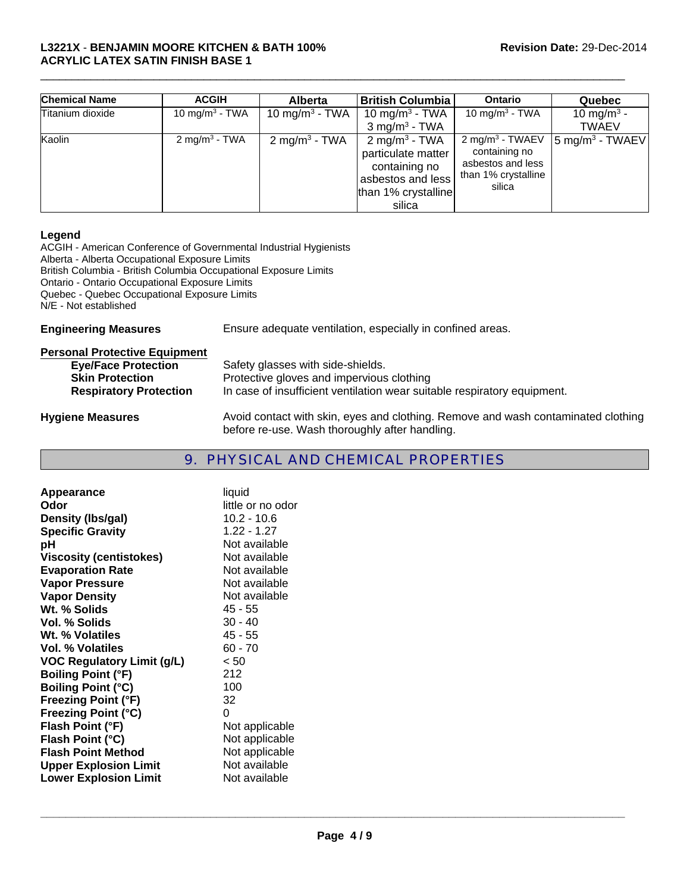| Chemical Name | ACGIH | Alberta | British Columbia | Ontario | Quebec |
|---|---|---|---|---|---|
| Titanium dioxide | 10 $mg/m^3$ - TWA | 10 $mg/m^3$ - TWA | 10 $mg/m^3$ - TWA<br>3 $mg/m^3$ - TWA | 10 $mg/m^3$ - TWA | 10 $mg/m^3$ - TWAEV |
| Kaolin | 2 $mg/m^3$ - TWA | 2 $mg/m^3$ - TWA | 2 $mg/m^3$ - TWA particulate matter containing no asbestos and less than 1% crystalline silica | 2 $mg/m^3$ - TWAEV containing no asbestos and less than 1% crystalline silica | 5 $mg/m^3$ - TWAEV |

**Legend**

ACGIH - American Conference of Governmental Industrial Hygienists
Alberta - Alberta Occupational Exposure Limits
British Columbia - British Columbia Occupational Exposure Limits
Ontario - Ontario Occupational Exposure Limits
Quebec - Quebec Occupational Exposure Limits
N/E - Not established

**Engineering Measures** Ensure adequate ventilation, especially in confined areas.

**Personal Protective Equipment**

- **Eye/Face Protection** Safety glasses with side-shields.
- **Skin Protection** Protective gloves and impervious clothing
- **Respiratory Protection** In case of insufficient ventilation wear suitable respiratory equipment.

**Hygiene Measures** Avoid contact with skin, eyes and clothing. Remove and wash contaminated clothing before re-use. Wash thoroughly after handling.

## 9. PHYSICAL AND CHEMICAL PROPERTIES

| Property | Value |
|---|---|
| **Appearance** | liquid |
| **Odor** | little or no odor |
| **Density (lbs/gal)** | 10.2 - 10.6 |
| **Specific Gravity** | 1.22 - 1.27 |
| **pH** | Not available |
| **Viscosity (centistokes)** | Not available |
| **Evaporation Rate** | Not available |
| **Vapor Pressure** | Not available |
| **Vapor Density** | Not available |
| **Wt. % Solids** | 45 - 55 |
| **Vol. % Solids** | 30 - 40 |
| **Wt. % Volatiles** | 45 - 55 |
| **Vol. % Volatiles** | 60 - 70 |
| **VOC Regulatory Limit (g/L)** | < 50 |
| **Boiling Point (°F)** | 212 |
| **Boiling Point (°C)** | 100 |
| **Freezing Point (°F)** | 32 |
| **Freezing Point (°C)** | 0 |
| **Flash Point (°F)** | Not applicable |
| **Flash Point (°C)** | Not applicable |
| **Flash Point Method** | Not applicable |
| **Upper Explosion Limit** | Not available |
| **Lower Explosion Limit** | Not available |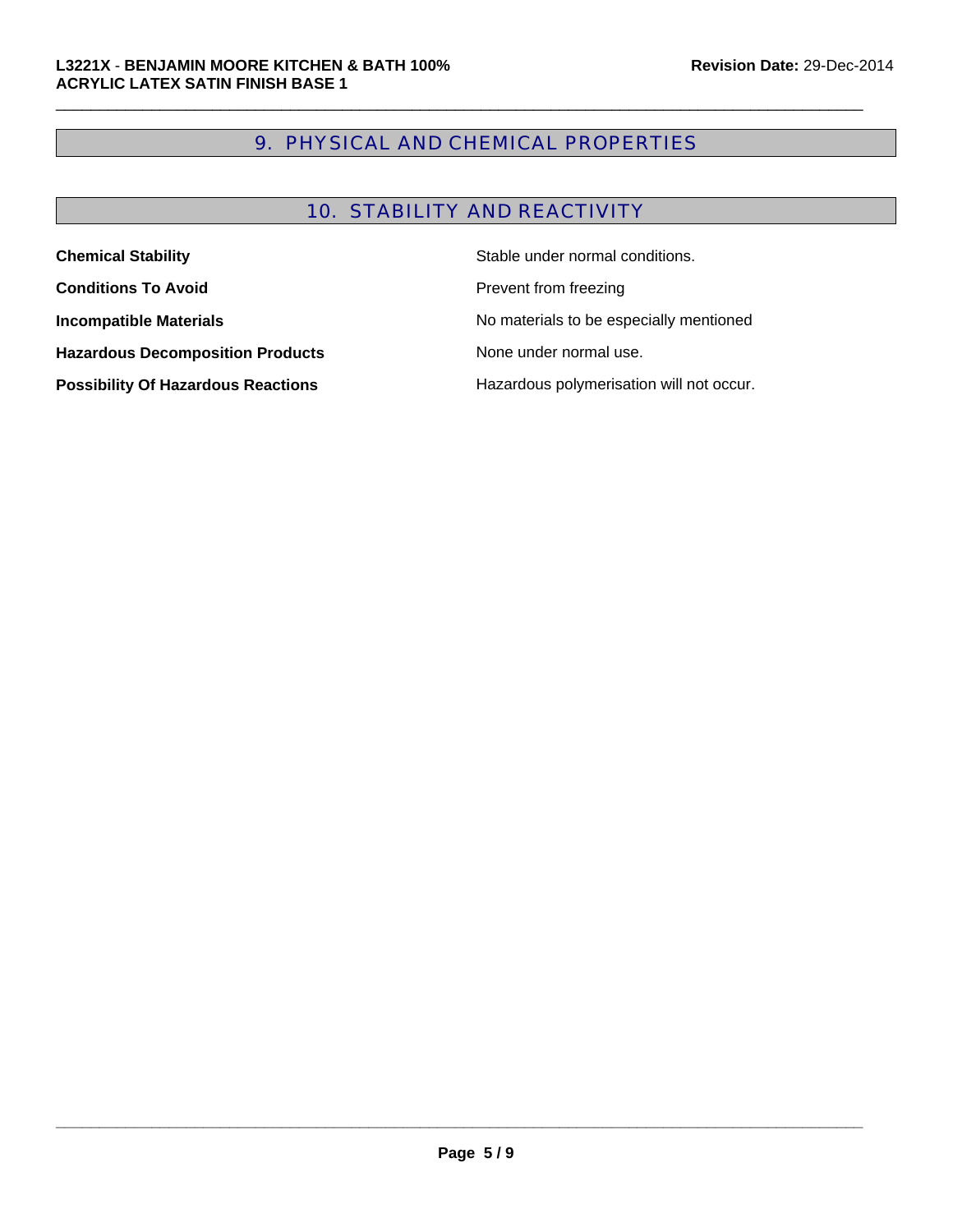## 9. PHYSICAL AND CHEMICAL PROPERTIES

## 10. STABILITY AND REACTIVITY

| | |
|---|---|
| **Chemical Stability** | Stable under normal conditions. |
| **Conditions To Avoid** | Prevent from freezing |
| **Incompatible Materials** | No materials to be especially mentioned |
| **Hazardous Decomposition Products** | None under normal use. |
| **Possibility Of Hazardous Reactions** | Hazardous polymerisation will not occur. |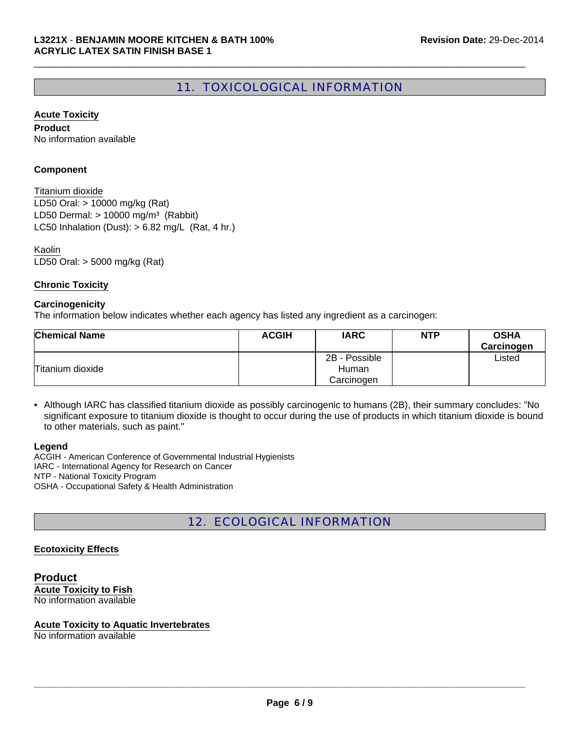## 11. TOXICOLOGICAL INFORMATION

**Acute Toxicity**

**Product**
No information available

**Component**

Titanium dioxide
LD50 Oral: > 10000 mg/kg (Rat)
LD50 Dermal: > 10000 mg/m³ (Rabbit)
LC50 Inhalation (Dust): > 6.82 mg/L (Rat, 4 hr.)

Kaolin
LD50 Oral: > 5000 mg/kg (Rat)

**Chronic Toxicity**

**Carcinogenicity**
The information below indicates whether each agency has listed any ingredient as a carcinogen:

| Chemical Name | ACGIH | IARC | NTP | OSHA Carcinogen |
|---|---|---|---|---|
| Titanium dioxide | | 2B - Possible Human Carcinogen | | Listed |

- Although IARC has classified titanium dioxide as possibly carcinogenic to humans (2B), their summary concludes: "No significant exposure to titanium dioxide is thought to occur during the use of products in which titanium dioxide is bound to other materials, such as paint."

**Legend**
ACGIH - American Conference of Governmental Industrial Hygienists
IARC - International Agency for Research on Cancer
NTP - National Toxicity Program
OSHA - Occupational Safety & Health Administration

## 12. ECOLOGICAL INFORMATION

**Ecotoxicity Effects**

### Product

**Acute Toxicity to Fish**
No information available

**Acute Toxicity to Aquatic Invertebrates**
No information available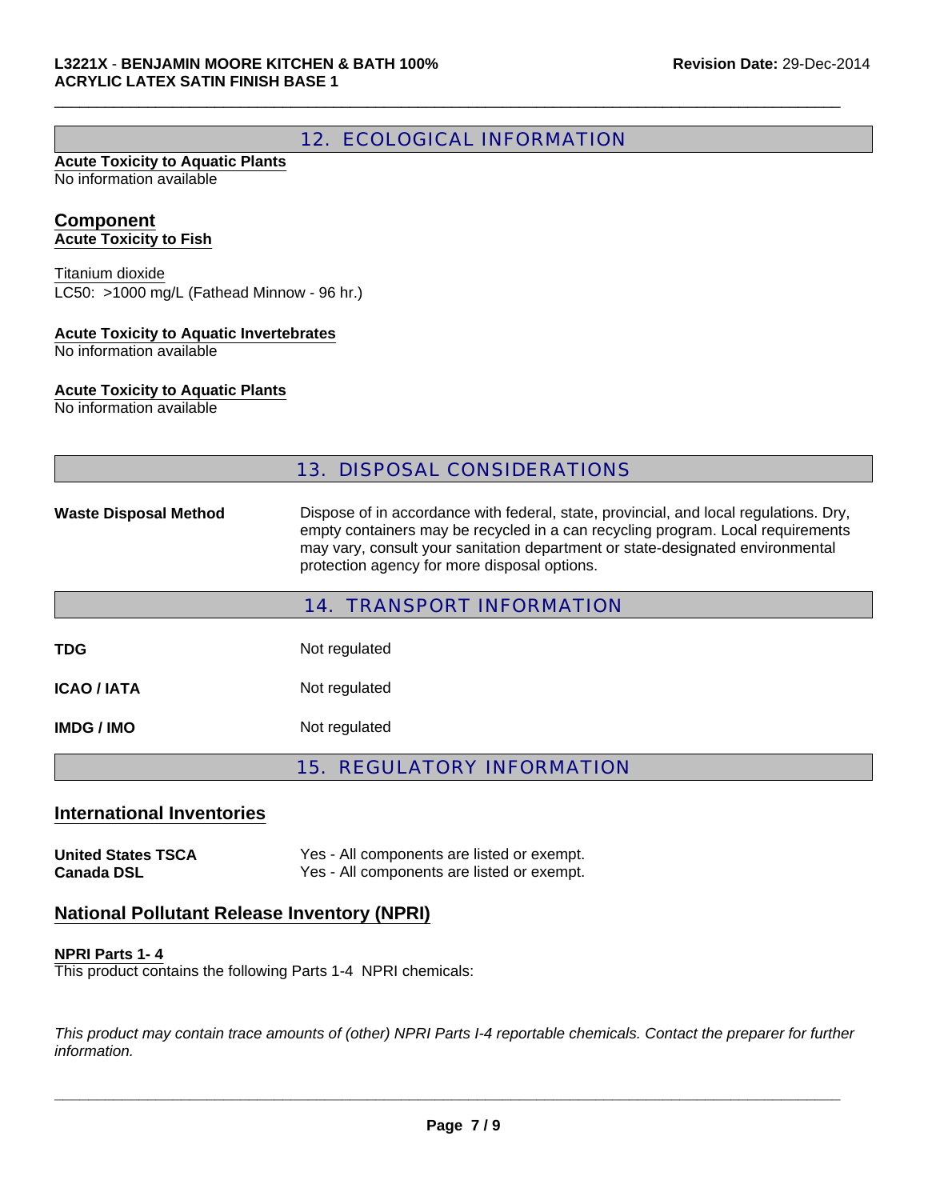## 12. ECOLOGICAL INFORMATION

**Acute Toxicity to Aquatic Plants**
No information available

**Component**
**Acute Toxicity to Fish**

Titanium dioxide
LC50: >1000 mg/L (Fathead Minnow - 96 hr.)

**Acute Toxicity to Aquatic Invertebrates**
No information available

**Acute Toxicity to Aquatic Plants**
No information available

## 13. DISPOSAL CONSIDERATIONS

| | |
|---|---|
| **Waste Disposal Method** | Dispose of in accordance with federal, state, provincial, and local regulations. Dry, empty containers may be recycled in a can recycling program. Local requirements may vary, consult your sanitation department or state-designated environmental protection agency for more disposal options. |

## 14. TRANSPORT INFORMATION

| | |
|---|---|
| **TDG** | Not regulated |
| **ICAO / IATA** | Not regulated |
| **IMDG / IMO** | Not regulated |

## 15. REGULATORY INFORMATION

### International Inventories

| | |
|---|---|
| **United States TSCA** | Yes - All components are listed or exempt. |
| **Canada DSL** | Yes - All components are listed or exempt. |

### National Pollutant Release Inventory (NPRI)

**NPRI Parts 1- 4**
This product contains the following Parts 1-4 NPRI chemicals:

*This product may contain trace amounts of (other) NPRI Parts I-4 reportable chemicals. Contact the preparer for further information.*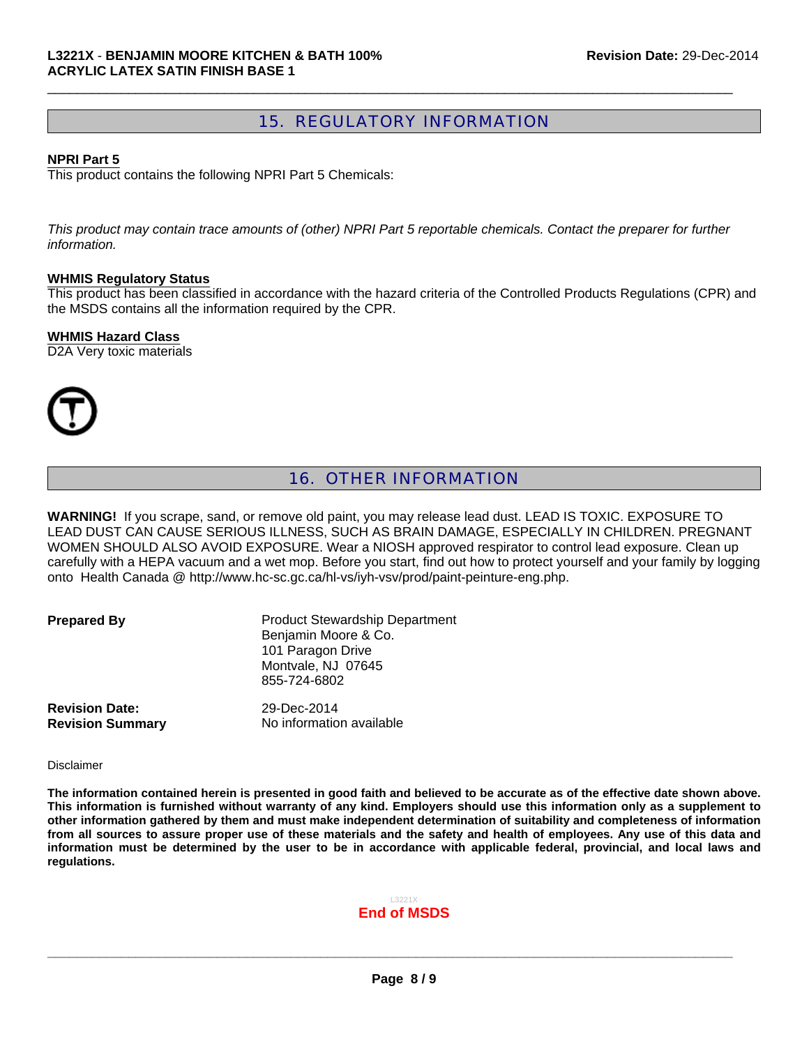## 15. REGULATORY INFORMATION

**NPRI Part 5**

This product contains the following NPRI Part 5 Chemicals:

*This product may contain trace amounts of (other) NPRI Part 5 reportable chemicals. Contact the preparer for further information.*

**WHMIS Regulatory Status**

This product has been classified in accordance with the hazard criteria of the Controlled Products Regulations (CPR) and the MSDS contains all the information required by the CPR.

**WHMIS Hazard Class**

D2A Very toxic materials

## 16. OTHER INFORMATION

**WARNING!** If you scrape, sand, or remove old paint, you may release lead dust. LEAD IS TOXIC. EXPOSURE TO LEAD DUST CAN CAUSE SERIOUS ILLNESS, SUCH AS BRAIN DAMAGE, ESPECIALLY IN CHILDREN. PREGNANT WOMEN SHOULD ALSO AVOID EXPOSURE. Wear a NIOSH approved respirator to control lead exposure. Clean up carefully with a HEPA vacuum and a wet mop. Before you start, find out how to protect yourself and your family by logging onto Health Canada @ http://www.hc-sc.gc.ca/hl-vs/iyh-vsv/prod/paint-peinture-eng.php.

**Prepared By**

Product Stewardship Department
Benjamin Moore & Co.
101 Paragon Drive
Montvale, NJ 07645
855-724-6802

**Revision Date:** 29-Dec-2014

**Revision Summary** No information available

Disclaimer

**The information contained herein is presented in good faith and believed to be accurate as of the effective date shown above. This information is furnished without warranty of any kind. Employers should use this information only as a supplement to other information gathered by them and must make independent determination of suitability and completeness of information from all sources to assure proper use of these materials and the safety and health of employees. Any use of this data and information must be determined by the user to be in accordance with applicable federal, provincial, and local laws and regulations.**

L3221X

**End of MSDS**